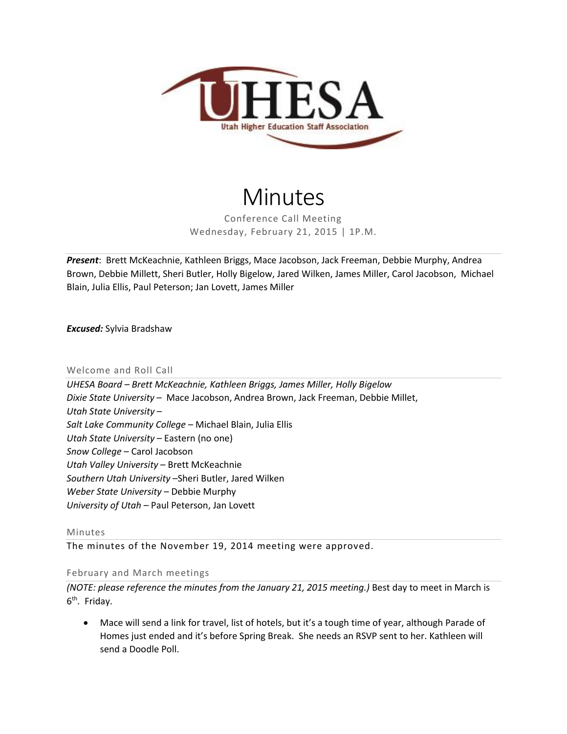UHESA
Utah Higher Education Staff Association

# Minutes

Conference Call Meeting
Wednesday, February 21, 2015 | 1P.M.

***Present***: Brett McKeachnie, Kathleen Briggs, Mace Jacobson, Jack Freeman, Debbie Murphy, Andrea Brown, Debbie Millett, Sheri Butler, Holly Bigelow, Jared Wilken, James Miller, Carol Jacobson, Michael Blain, Julia Ellis, Paul Peterson; Jan Lovett, James Miller

***Excused:*** Sylvia Bradshaw

## Welcome and Roll Call

*UHESA Board – Brett McKeachnie, Kathleen Briggs, James Miller, Holly Bigelow*
*Dixie State University* – Mace Jacobson, Andrea Brown, Jack Freeman, Debbie Millet,
*Utah State University* –
*Salt Lake Community College* – Michael Blain, Julia Ellis
*Utah State University* – Eastern (no one)
*Snow College* – Carol Jacobson
*Utah Valley University* – Brett McKeachnie
*Southern Utah University* –Sheri Butler, Jared Wilken
*Weber State University* – Debbie Murphy
*University of Utah* – Paul Peterson, Jan Lovett

## Minutes

The minutes of the November 19, 2014 meeting were approved.

## February and March meetings

*(NOTE: please reference the minutes from the January 21, 2015 meeting.)* Best day to meet in March is 6th. Friday.

- Mace will send a link for travel, list of hotels, but it's a tough time of year, although Parade of Homes just ended and it's before Spring Break. She needs an RSVP sent to her. Kathleen will send a Doodle Poll.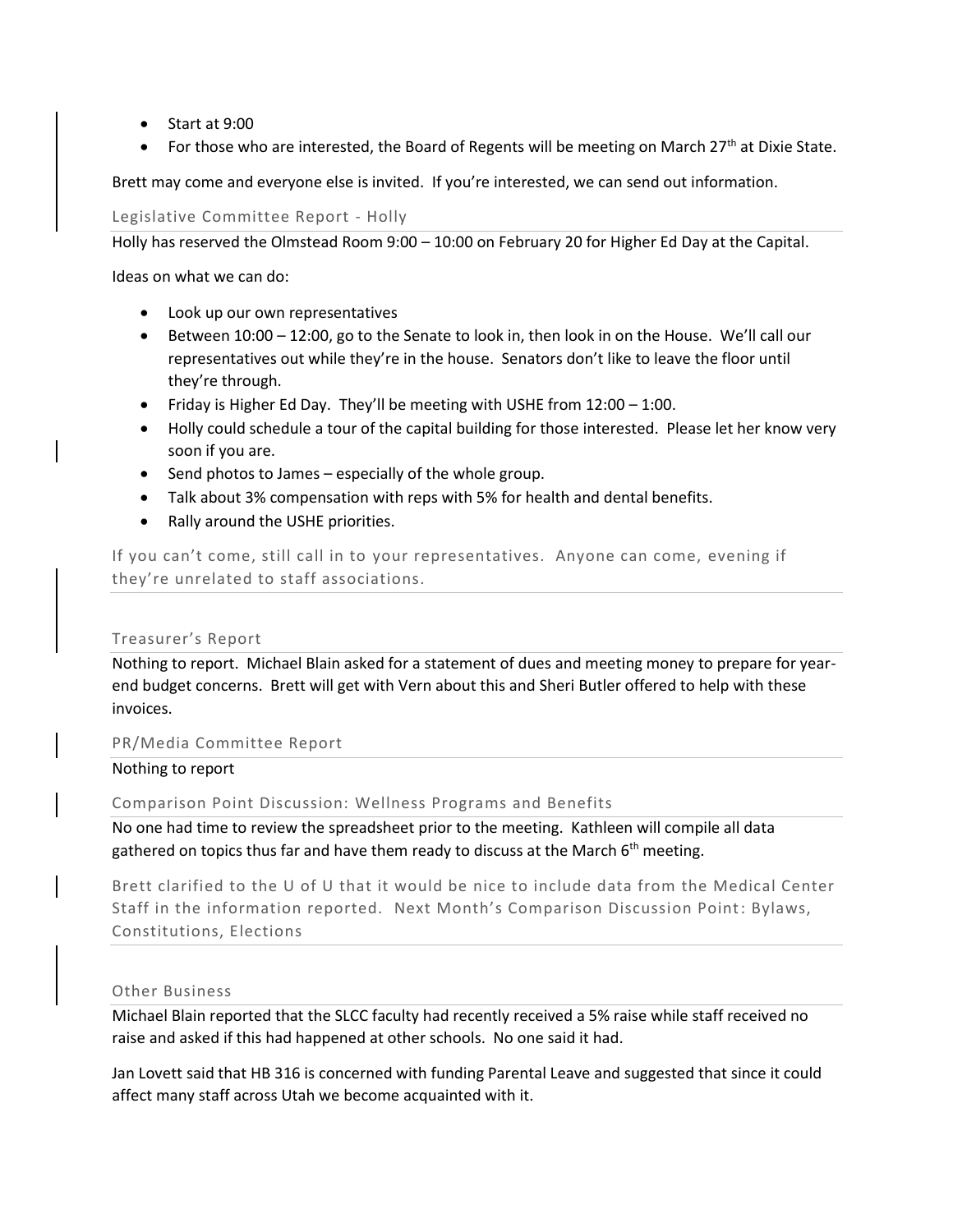- Start at 9:00
- For those who are interested, the Board of Regents will be meeting on March 27th at Dixie State.

Brett may come and everyone else is invited. If you're interested, we can send out information.

### Legislative Committee Report - Holly

Holly has reserved the Olmstead Room 9:00 – 10:00 on February 20 for Higher Ed Day at the Capital.

Ideas on what we can do:

- Look up our own representatives
- Between 10:00 – 12:00, go to the Senate to look in, then look in on the House. We'll call our representatives out while they're in the house. Senators don't like to leave the floor until they're through.
- Friday is Higher Ed Day. They'll be meeting with USHE from 12:00 – 1:00.
- Holly could schedule a tour of the capital building for those interested. Please let her know very soon if you are.
- Send photos to James – especially of the whole group.
- Talk about 3% compensation with reps with 5% for health and dental benefits.
- Rally around the USHE priorities.

If you can't come, still call in to your representatives. Anyone can come, evening if they're unrelated to staff associations.

### Treasurer's Report

Nothing to report. Michael Blain asked for a statement of dues and meeting money to prepare for year-end budget concerns. Brett will get with Vern about this and Sheri Butler offered to help with these invoices.

### PR/Media Committee Report

Nothing to report

### Comparison Point Discussion: Wellness Programs and Benefits

No one had time to review the spreadsheet prior to the meeting. Kathleen will compile all data gathered on topics thus far and have them ready to discuss at the March 6th meeting.

Brett clarified to the U of U that it would be nice to include data from the Medical Center Staff in the information reported. Next Month's Comparison Discussion Point: Bylaws, Constitutions, Elections

### Other Business

Michael Blain reported that the SLCC faculty had recently received a 5% raise while staff received no raise and asked if this had happened at other schools. No one said it had.

Jan Lovett said that HB 316 is concerned with funding Parental Leave and suggested that since it could affect many staff across Utah we become acquainted with it.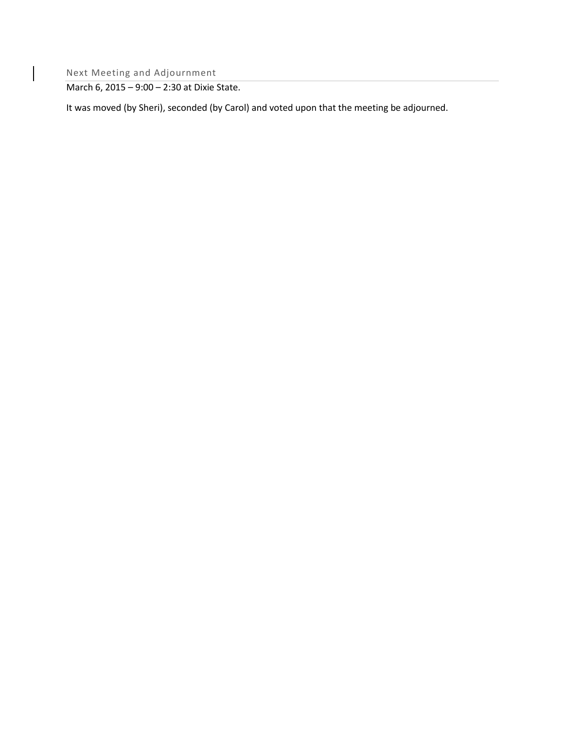## Next Meeting and Adjournment

March 6, 2015 – 9:00 – 2:30 at Dixie State.

It was moved (by Sheri), seconded (by Carol) and voted upon that the meeting be adjourned.